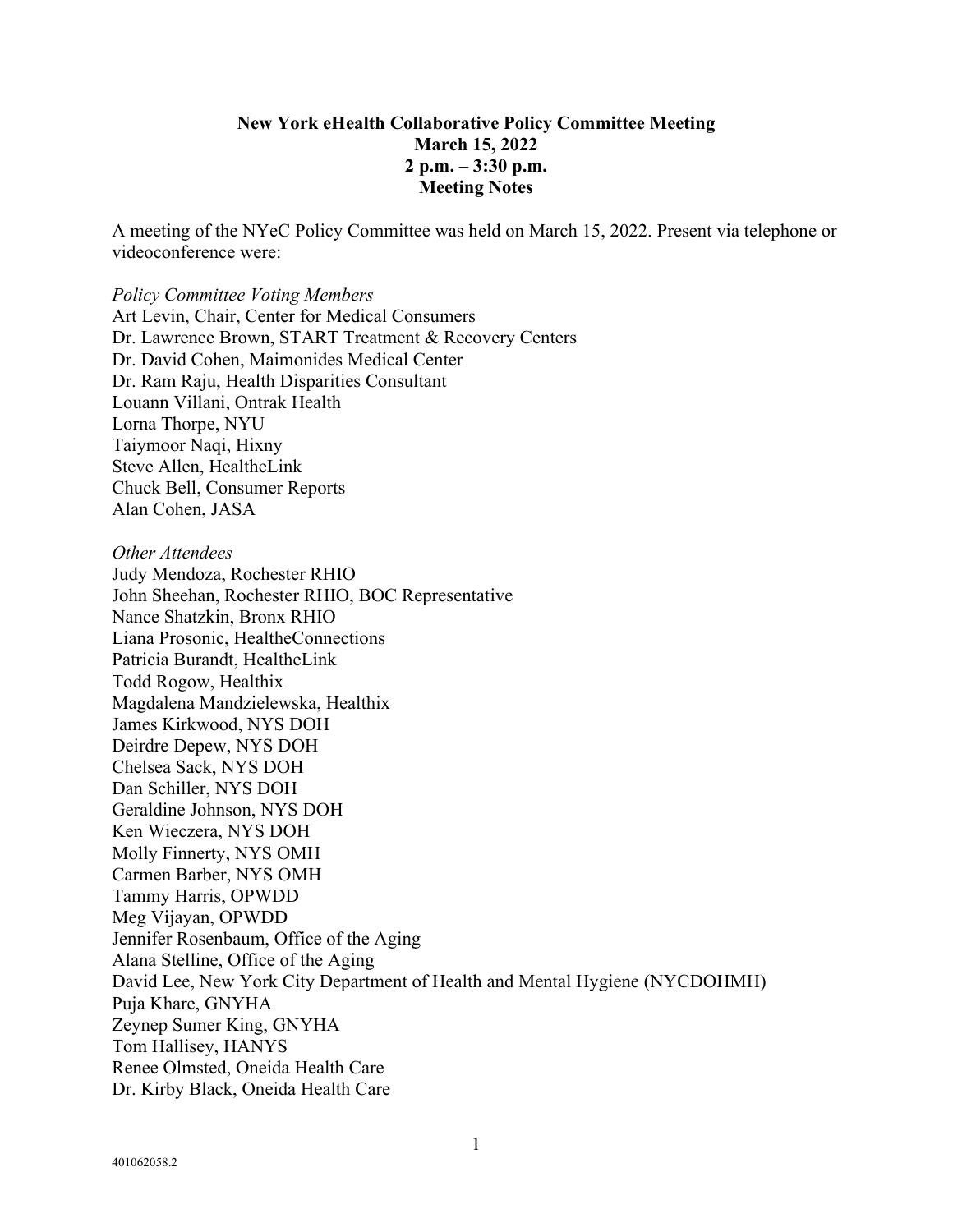# New York eHealth Collaborative Policy Committee Meeting
## March 15, 2022
## 2 p.m. – 3:30 p.m.
## Meeting Notes

A meeting of the NYeC Policy Committee was held on March 15, 2022. Present via telephone or videoconference were:

*Policy Committee Voting Members*
Art Levin, Chair, Center for Medical Consumers
Dr. Lawrence Brown, START Treatment & Recovery Centers
Dr. David Cohen, Maimonides Medical Center
Dr. Ram Raju, Health Disparities Consultant
Louann Villani, Ontrak Health
Lorna Thorpe, NYU
Taiymoor Naqi, Hixny
Steve Allen, HealtheLink
Chuck Bell, Consumer Reports
Alan Cohen, JASA

*Other Attendees*
Judy Mendoza, Rochester RHIO
John Sheehan, Rochester RHIO, BOC Representative
Nance Shatzkin, Bronx RHIO
Liana Prosonic, HealtheConnections
Patricia Burandt, HealtheLink
Todd Rogow, Healthix
Magdalena Mandzielewska, Healthix
James Kirkwood, NYS DOH
Deirdre Depew, NYS DOH
Chelsea Sack, NYS DOH
Dan Schiller, NYS DOH
Geraldine Johnson, NYS DOH
Ken Wieczera, NYS DOH
Molly Finnerty, NYS OMH
Carmen Barber, NYS OMH
Tammy Harris, OPWDD
Meg Vijayan, OPWDD
Jennifer Rosenbaum, Office of the Aging
Alana Stelline, Office of the Aging
David Lee, New York City Department of Health and Mental Hygiene (NYCDOHMH)
Puja Khare, GNYHA
Zeynep Sumer King, GNYHA
Tom Hallisey, HANYS
Renee Olmsted, Oneida Health Care
Dr. Kirby Black, Oneida Health Care

401062058.2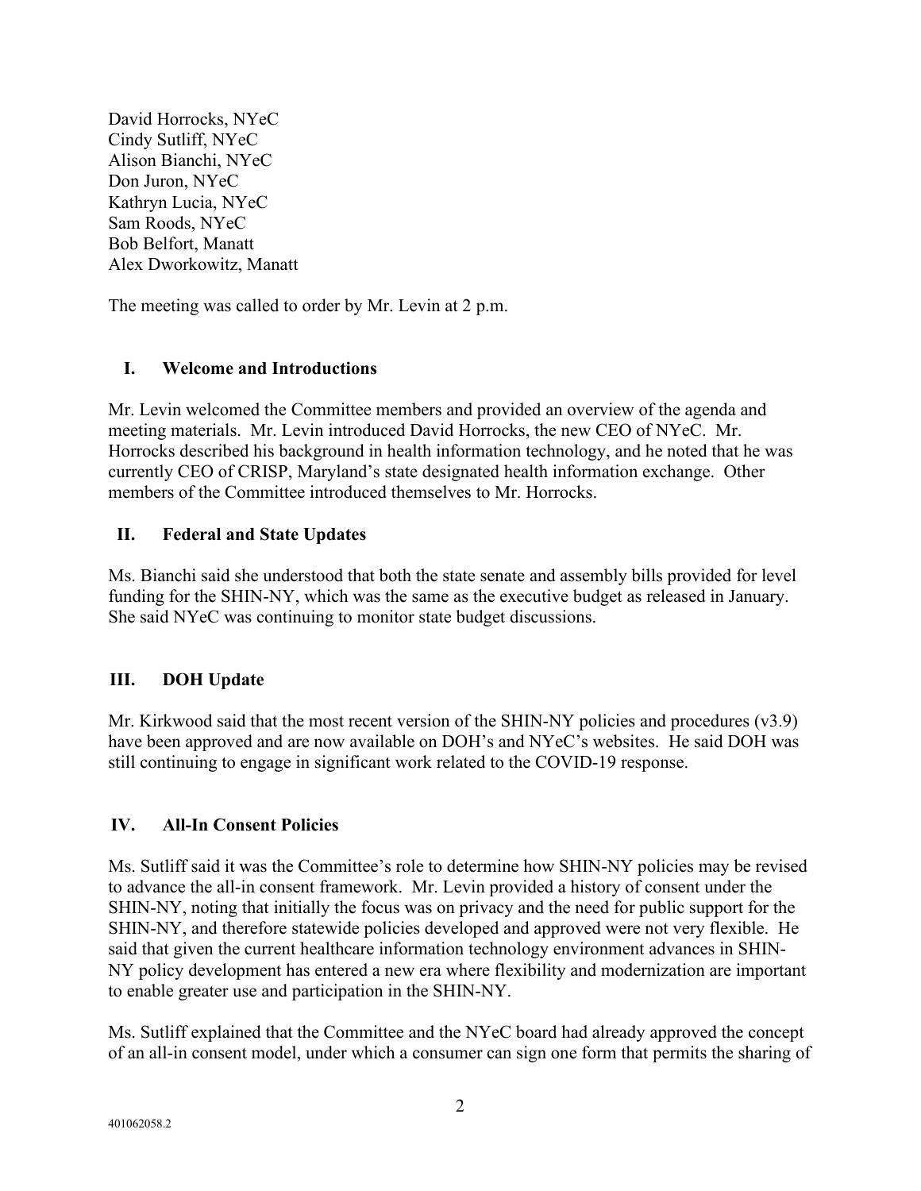David Horrocks, NYeC
Cindy Sutliff, NYeC
Alison Bianchi, NYeC
Don Juron, NYeC
Kathryn Lucia, NYeC
Sam Roods, NYeC
Bob Belfort, Manatt
Alex Dworkowitz, Manatt

The meeting was called to order by Mr. Levin at 2 p.m.

## I. Welcome and Introductions

Mr. Levin welcomed the Committee members and provided an overview of the agenda and meeting materials. Mr. Levin introduced David Horrocks, the new CEO of NYeC. Mr. Horrocks described his background in health information technology, and he noted that he was currently CEO of CRISP, Maryland's state designated health information exchange. Other members of the Committee introduced themselves to Mr. Horrocks.

## II. Federal and State Updates

Ms. Bianchi said she understood that both the state senate and assembly bills provided for level funding for the SHIN-NY, which was the same as the executive budget as released in January. She said NYeC was continuing to monitor state budget discussions.

## III. DOH Update

Mr. Kirkwood said that the most recent version of the SHIN-NY policies and procedures (v3.9) have been approved and are now available on DOH's and NYeC's websites. He said DOH was still continuing to engage in significant work related to the COVID-19 response.

## IV. All-In Consent Policies

Ms. Sutliff said it was the Committee's role to determine how SHIN-NY policies may be revised to advance the all-in consent framework. Mr. Levin provided a history of consent under the SHIN-NY, noting that initially the focus was on privacy and the need for public support for the SHIN-NY, and therefore statewide policies developed and approved were not very flexible. He said that given the current healthcare information technology environment advances in SHIN-NY policy development has entered a new era where flexibility and modernization are important to enable greater use and participation in the SHIN-NY.

Ms. Sutliff explained that the Committee and the NYeC board had already approved the concept of an all-in consent model, under which a consumer can sign one form that permits the sharing of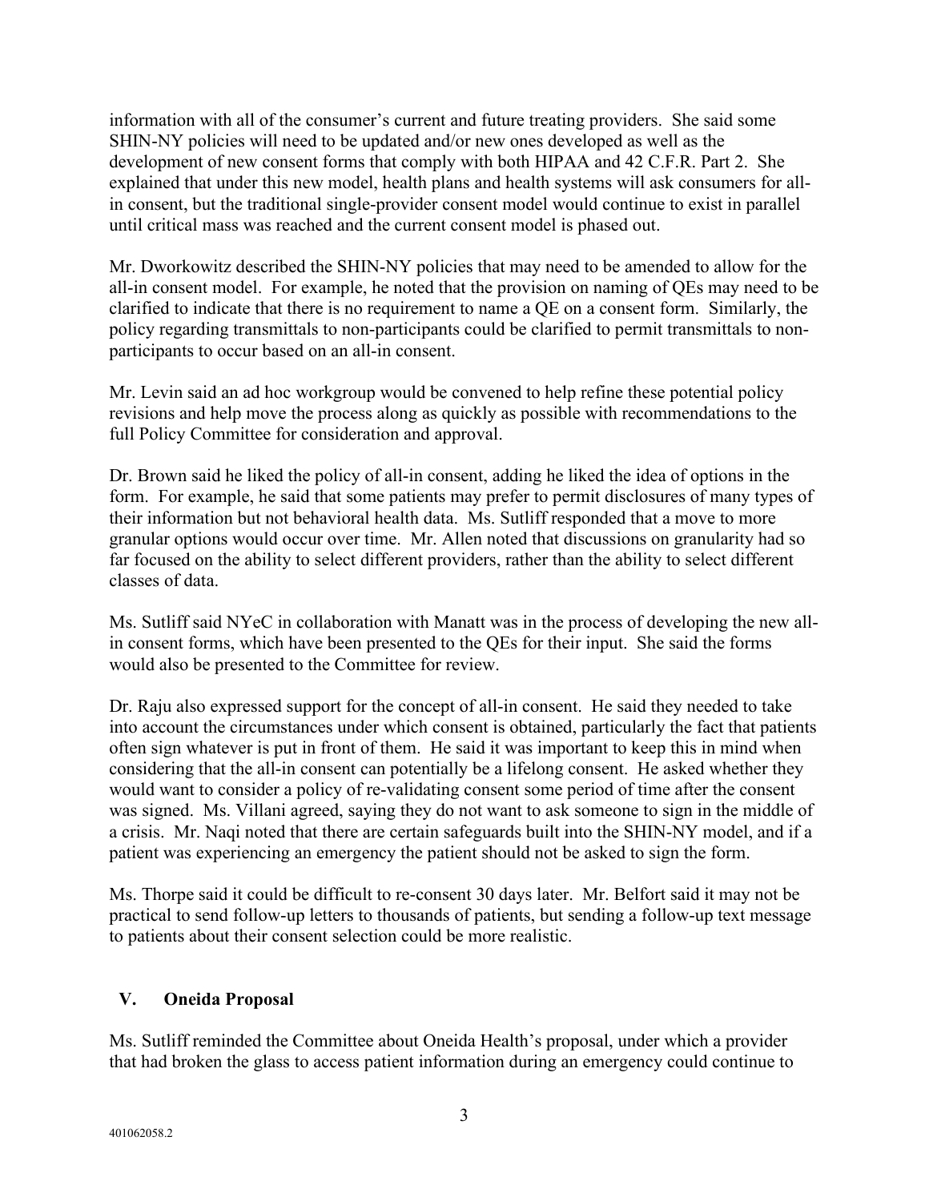information with all of the consumer's current and future treating providers. She said some SHIN-NY policies will need to be updated and/or new ones developed as well as the development of new consent forms that comply with both HIPAA and 42 C.F.R. Part 2. She explained that under this new model, health plans and health systems will ask consumers for all-in consent, but the traditional single-provider consent model would continue to exist in parallel until critical mass was reached and the current consent model is phased out.

Mr. Dworkowitz described the SHIN-NY policies that may need to be amended to allow for the all-in consent model. For example, he noted that the provision on naming of QEs may need to be clarified to indicate that there is no requirement to name a QE on a consent form. Similarly, the policy regarding transmittals to non-participants could be clarified to permit transmittals to non-participants to occur based on an all-in consent.

Mr. Levin said an ad hoc workgroup would be convened to help refine these potential policy revisions and help move the process along as quickly as possible with recommendations to the full Policy Committee for consideration and approval.

Dr. Brown said he liked the policy of all-in consent, adding he liked the idea of options in the form. For example, he said that some patients may prefer to permit disclosures of many types of their information but not behavioral health data. Ms. Sutliff responded that a move to more granular options would occur over time. Mr. Allen noted that discussions on granularity had so far focused on the ability to select different providers, rather than the ability to select different classes of data.

Ms. Sutliff said NYeC in collaboration with Manatt was in the process of developing the new all-in consent forms, which have been presented to the QEs for their input. She said the forms would also be presented to the Committee for review.

Dr. Raju also expressed support for the concept of all-in consent. He said they needed to take into account the circumstances under which consent is obtained, particularly the fact that patients often sign whatever is put in front of them. He said it was important to keep this in mind when considering that the all-in consent can potentially be a lifelong consent. He asked whether they would want to consider a policy of re-validating consent some period of time after the consent was signed. Ms. Villani agreed, saying they do not want to ask someone to sign in the middle of a crisis. Mr. Naqi noted that there are certain safeguards built into the SHIN-NY model, and if a patient was experiencing an emergency the patient should not be asked to sign the form.

Ms. Thorpe said it could be difficult to re-consent 30 days later. Mr. Belfort said it may not be practical to send follow-up letters to thousands of patients, but sending a follow-up text message to patients about their consent selection could be more realistic.

## V. Oneida Proposal

Ms. Sutliff reminded the Committee about Oneida Health's proposal, under which a provider that had broken the glass to access patient information during an emergency could continue to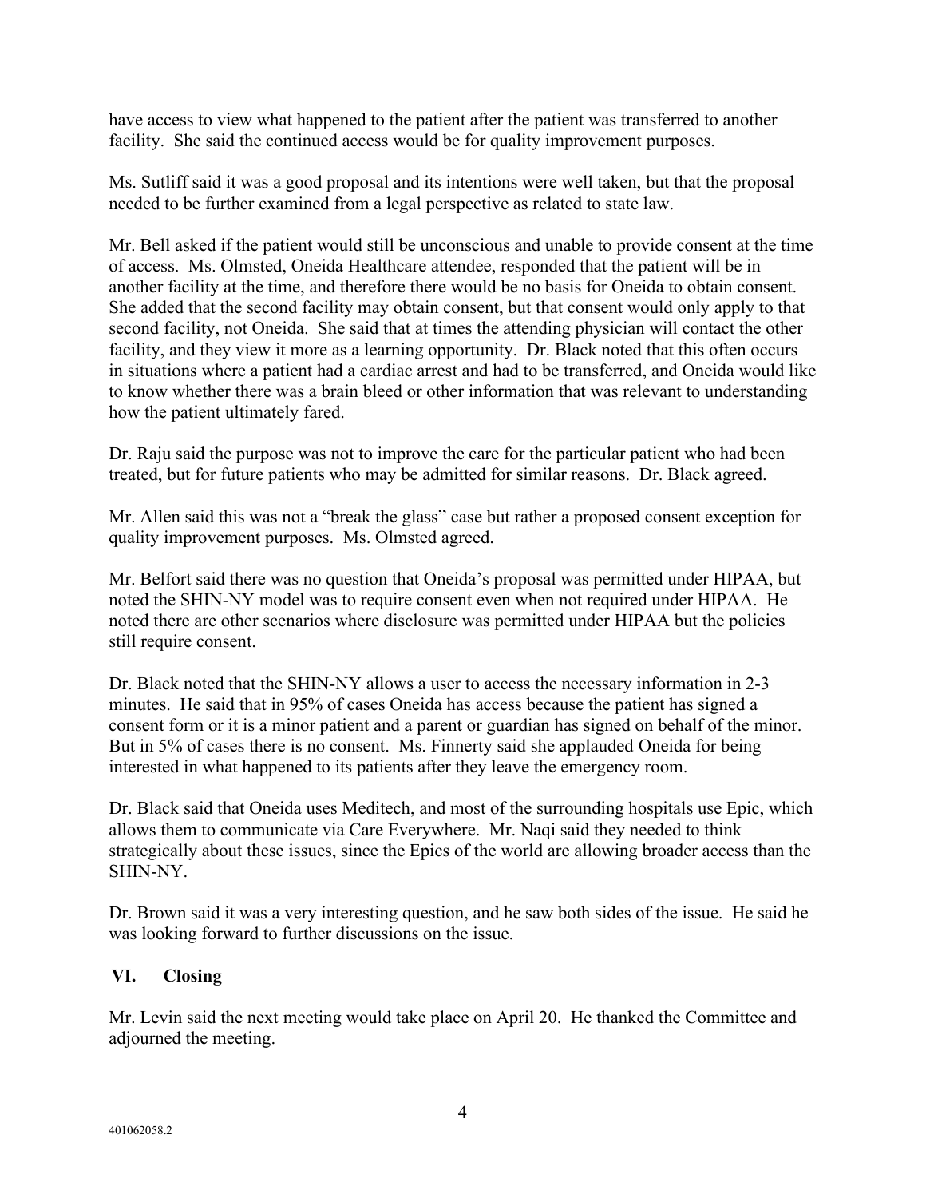have access to view what happened to the patient after the patient was transferred to another facility. She said the continued access would be for quality improvement purposes.

Ms. Sutliff said it was a good proposal and its intentions were well taken, but that the proposal needed to be further examined from a legal perspective as related to state law.

Mr. Bell asked if the patient would still be unconscious and unable to provide consent at the time of access. Ms. Olmsted, Oneida Healthcare attendee, responded that the patient will be in another facility at the time, and therefore there would be no basis for Oneida to obtain consent. She added that the second facility may obtain consent, but that consent would only apply to that second facility, not Oneida. She said that at times the attending physician will contact the other facility, and they view it more as a learning opportunity. Dr. Black noted that this often occurs in situations where a patient had a cardiac arrest and had to be transferred, and Oneida would like to know whether there was a brain bleed or other information that was relevant to understanding how the patient ultimately fared.

Dr. Raju said the purpose was not to improve the care for the particular patient who had been treated, but for future patients who may be admitted for similar reasons. Dr. Black agreed.

Mr. Allen said this was not a "break the glass" case but rather a proposed consent exception for quality improvement purposes. Ms. Olmsted agreed.

Mr. Belfort said there was no question that Oneida's proposal was permitted under HIPAA, but noted the SHIN-NY model was to require consent even when not required under HIPAA. He noted there are other scenarios where disclosure was permitted under HIPAA but the policies still require consent.

Dr. Black noted that the SHIN-NY allows a user to access the necessary information in 2-3 minutes. He said that in 95% of cases Oneida has access because the patient has signed a consent form or it is a minor patient and a parent or guardian has signed on behalf of the minor. But in 5% of cases there is no consent. Ms. Finnerty said she applauded Oneida for being interested in what happened to its patients after they leave the emergency room.

Dr. Black said that Oneida uses Meditech, and most of the surrounding hospitals use Epic, which allows them to communicate via Care Everywhere. Mr. Naqi said they needed to think strategically about these issues, since the Epics of the world are allowing broader access than the SHIN-NY.

Dr. Brown said it was a very interesting question, and he saw both sides of the issue. He said he was looking forward to further discussions on the issue.

## VI. Closing

Mr. Levin said the next meeting would take place on April 20. He thanked the Committee and adjourned the meeting.

401062058.2